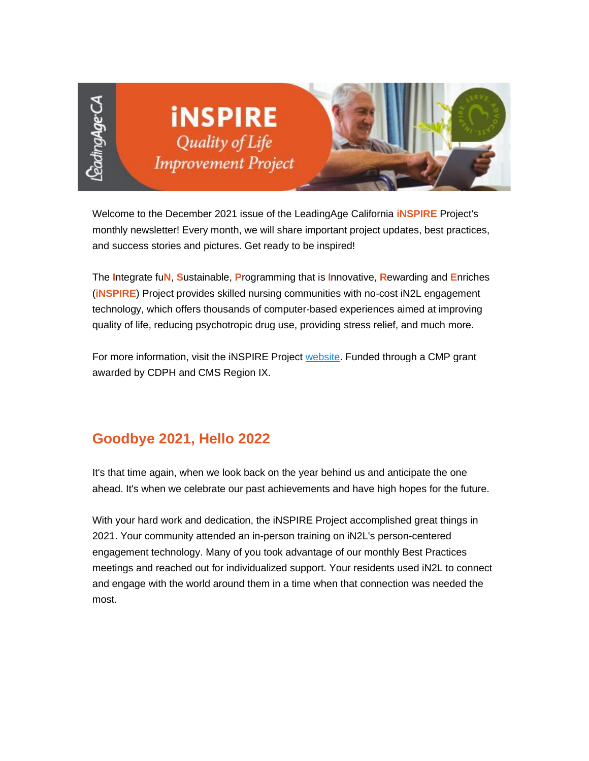# iNSPIRE *Quality of Life Improvement Project*

Welcome to the December 2021 issue of the LeadingAge California **iNSPIRE** Project's monthly newsletter! Every month, we will share important project updates, best practices, and success stories and pictures. Get ready to be inspired!

The **I**ntegrate fu**N**, **S**ustainable, **P**rogramming that is **I**nnovative, **R**ewarding and **E**nriches (**iNSPIRE**) Project provides skilled nursing communities with no-cost iN2L engagement technology, which offers thousands of computer-based experiences aimed at improving quality of life, reducing psychotropic drug use, providing stress relief, and much more.

For more information, visit the iNSPIRE Project website. Funded through a CMP grant awarded by CDPH and CMS Region IX.

## Goodbye 2021, Hello 2022

It's that time again, when we look back on the year behind us and anticipate the one ahead. It's when we celebrate our past achievements and have high hopes for the future.

With your hard work and dedication, the iNSPIRE Project accomplished great things in 2021. Your community attended an in-person training on iN2L's person-centered engagement technology. Many of you took advantage of our monthly Best Practices meetings and reached out for individualized support. Your residents used iN2L to connect and engage with the world around them in a time when that connection was needed the most.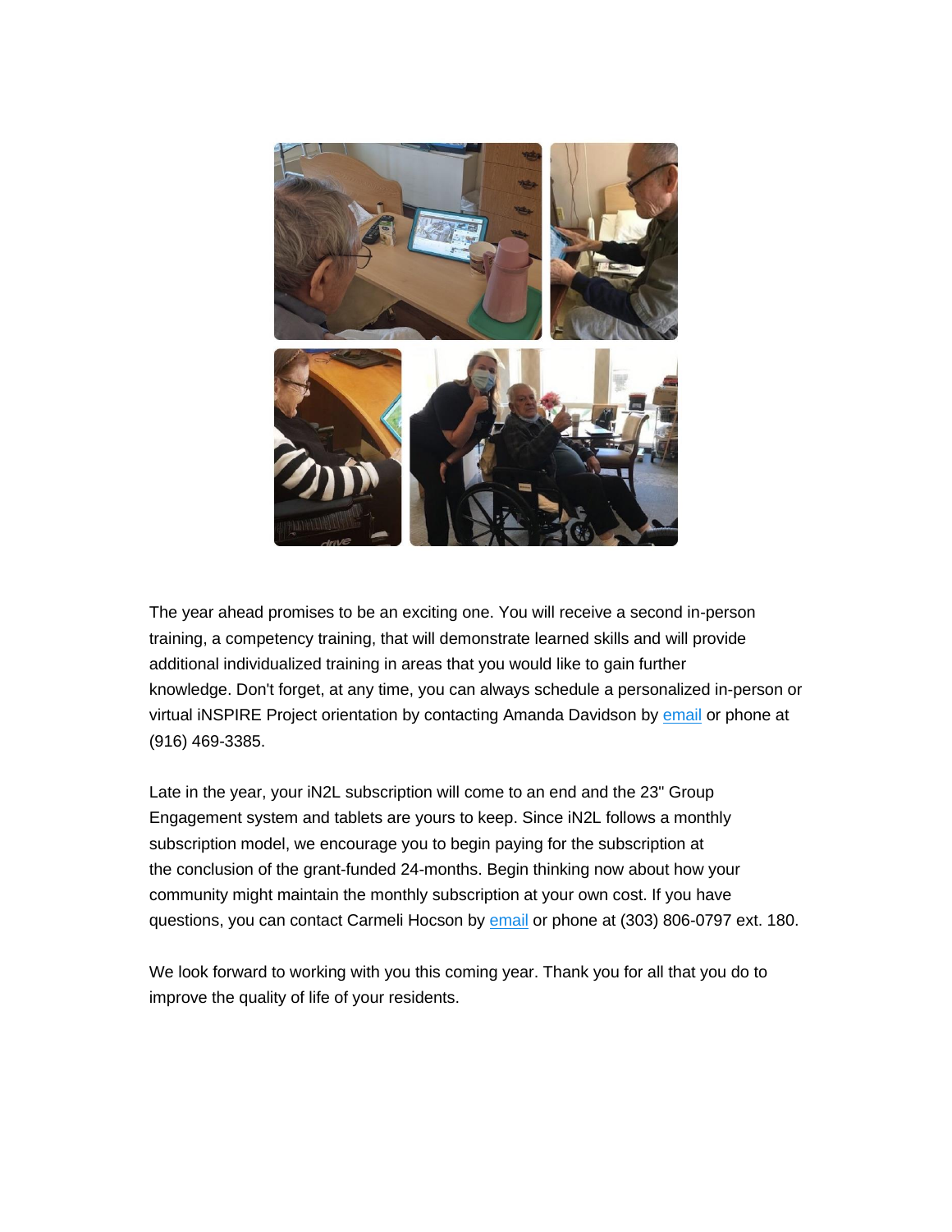The year ahead promises to be an exciting one. You will receive a second in-person training, a competency training, that will demonstrate learned skills and will provide additional individualized training in areas that you would like to gain further knowledge. Don't forget, at any time, you can always schedule a personalized in-person or virtual iNSPIRE Project orientation by contacting Amanda Davidson by email or phone at (916) 469-3385.

Late in the year, your iN2L subscription will come to an end and the 23" Group Engagement system and tablets are yours to keep. Since iN2L follows a monthly subscription model, we encourage you to begin paying for the subscription at the conclusion of the grant-funded 24-months. Begin thinking now about how your community might maintain the monthly subscription at your own cost. If you have questions, you can contact Carmeli Hocson by email or phone at (303) 806-0797 ext. 180.

We look forward to working with you this coming year. Thank you for all that you do to improve the quality of life of your residents.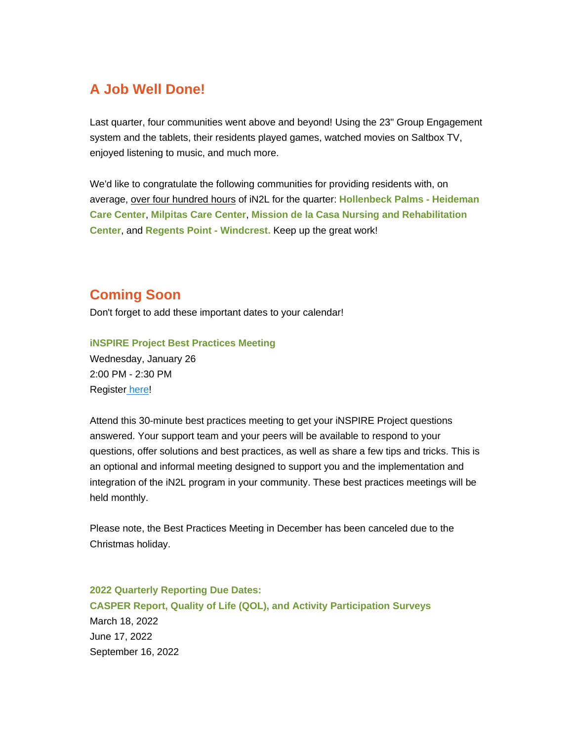## A Job Well Done!

Last quarter, four communities went above and beyond! Using the 23" Group Engagement system and the tablets, their residents played games, watched movies on Saltbox TV, enjoyed listening to music, and much more.

We'd like to congratulate the following communities for providing residents with, on average, over four hundred hours of iN2L for the quarter: **Hollenbeck Palms - Heideman Care Center**, **Milpitas Care Center**, **Mission de la Casa Nursing and Rehabilitation Center**, and **Regents Point - Windcrest.** Keep up the great work!

## Coming Soon

Don't forget to add these important dates to your calendar!

**iNSPIRE Project Best Practices Meeting**
Wednesday, January 26
2:00 PM - 2:30 PM
Register here!

Attend this 30-minute best practices meeting to get your iNSPIRE Project questions answered. Your support team and your peers will be available to respond to your questions, offer solutions and best practices, as well as share a few tips and tricks. This is an optional and informal meeting designed to support you and the implementation and integration of the iN2L program in your community. These best practices meetings will be held monthly.

Please note, the Best Practices Meeting in December has been canceled due to the Christmas holiday.

**2022 Quarterly Reporting Due Dates:**
**CASPER Report, Quality of Life (QOL), and Activity Participation Surveys**
March 18, 2022
June 17, 2022
September 16, 2022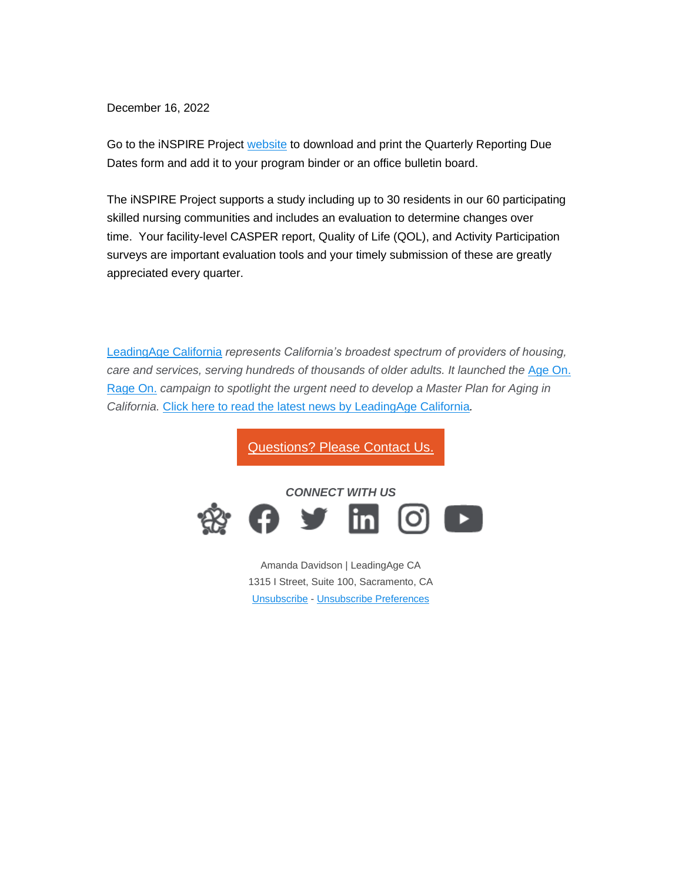December 16, 2022

Go to the iNSPIRE Project website to download and print the Quarterly Reporting Due Dates form and add it to your program binder or an office bulletin board.

The iNSPIRE Project supports a study including up to 30 residents in our 60 participating skilled nursing communities and includes an evaluation to determine changes over time. Your facility-level CASPER report, Quality of Life (QOL), and Activity Participation surveys are important evaluation tools and your timely submission of these are greatly appreciated every quarter.

LeadingAge California *represents California's broadest spectrum of providers of housing, care and services, serving hundreds of thousands of older adults. It launched the* Age On. Rage On. *campaign to spotlight the urgent need to develop a Master Plan for Aging in California.* Click here to read the latest news by LeadingAge California.

Questions? Please Contact Us.

***CONNECT WITH US***

Amanda Davidson | LeadingAge CA
1315 I Street, Suite 100, Sacramento, CA
Unsubscribe - Unsubscribe Preferences